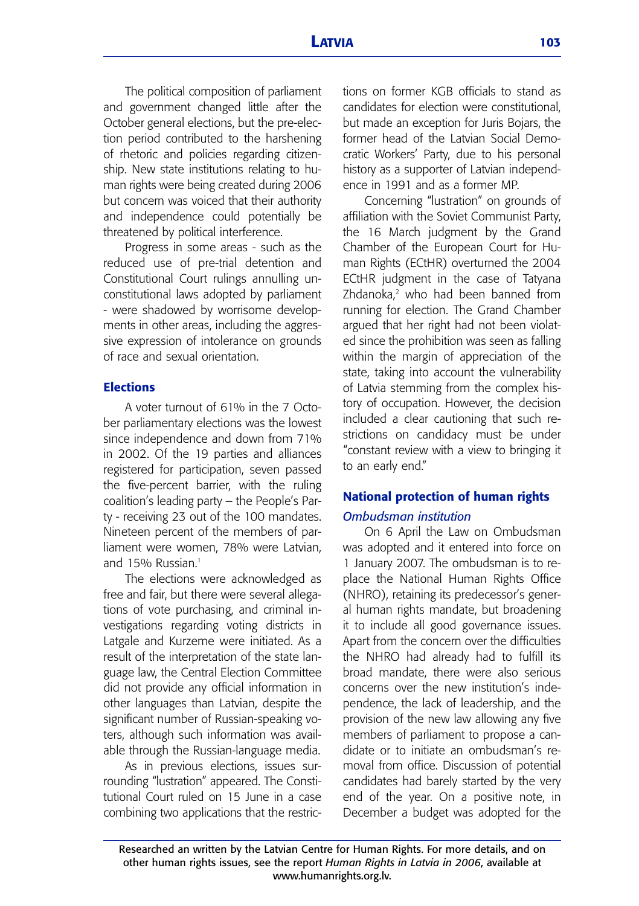The political composition of parliament and government changed little after the October general elections, but the pre-election period contributed to the harshening of rhetoric and policies regarding citizenship. New state institutions relating to human rights were being created during 2006 but concern was voiced that their authority and independence could potentially be threatened by political interference.

Progress in some areas - such as the reduced use of pre-trial detention and Constitutional Court rulings annulling unconstitutional laws adopted by parliament - were shadowed by worrisome developments in other areas, including the aggressive expression of intolerance on grounds of race and sexual orientation.

## Elections

A voter turnout of 61% in the 7 October parliamentary elections was the lowest since independence and down from 71% in 2002. Of the 19 parties and alliances registered for participation, seven passed the five-percent barrier, with the ruling coalition's leading party – the People's Party - receiving 23 out of the 100 mandates. Nineteen percent of the members of parliament were women, 78% were Latvian, and 15% Russian.[1]

The elections were acknowledged as free and fair, but there were several allegations of vote purchasing, and criminal investigations regarding voting districts in Latgale and Kurzeme were initiated. As a result of the interpretation of the state language law, the Central Election Committee did not provide any official information in other languages than Latvian, despite the significant number of Russian-speaking voters, although such information was available through the Russian-language media.

As in previous elections, issues surrounding "lustration" appeared. The Constitutional Court ruled on 15 June in a case combining two applications that the restrictions on former KGB officials to stand as candidates for election were constitutional, but made an exception for Juris Bojars, the former head of the Latvian Social Democratic Workers' Party, due to his personal history as a supporter of Latvian independence in 1991 and as a former MP.

Concerning "lustration" on grounds of affiliation with the Soviet Communist Party, the 16 March judgment by the Grand Chamber of the European Court for Human Rights (ECtHR) overturned the 2004 ECtHR judgment in the case of Tatyana Zhdanoka,[2] who had been banned from running for election. The Grand Chamber argued that her right had not been violated since the prohibition was seen as falling within the margin of appreciation of the state, taking into account the vulnerability of Latvia stemming from the complex history of occupation. However, the decision included a clear cautioning that such restrictions on candidacy must be under "constant review with a view to bringing it to an early end."

## National protection of human rights

### *Ombudsman institution*

On 6 April the Law on Ombudsman was adopted and it entered into force on 1 January 2007. The ombudsman is to replace the National Human Rights Office (NHRO), retaining its predecessor's general human rights mandate, but broadening it to include all good governance issues. Apart from the concern over the difficulties the NHRO had already had to fulfill its broad mandate, there were also serious concerns over the new institution's independence, the lack of leadership, and the provision of the new law allowing any five members of parliament to propose a candidate or to initiate an ombudsman's removal from office. Discussion of potential candidates had barely started by the very end of the year. On a positive note, in December a budget was adopted for the

Researched an written by the Latvian Centre for Human Rights. For more details, and on other human rights issues, see the report *Human Rights in Latvia in 2006*, available at www.humanrights.org.lv.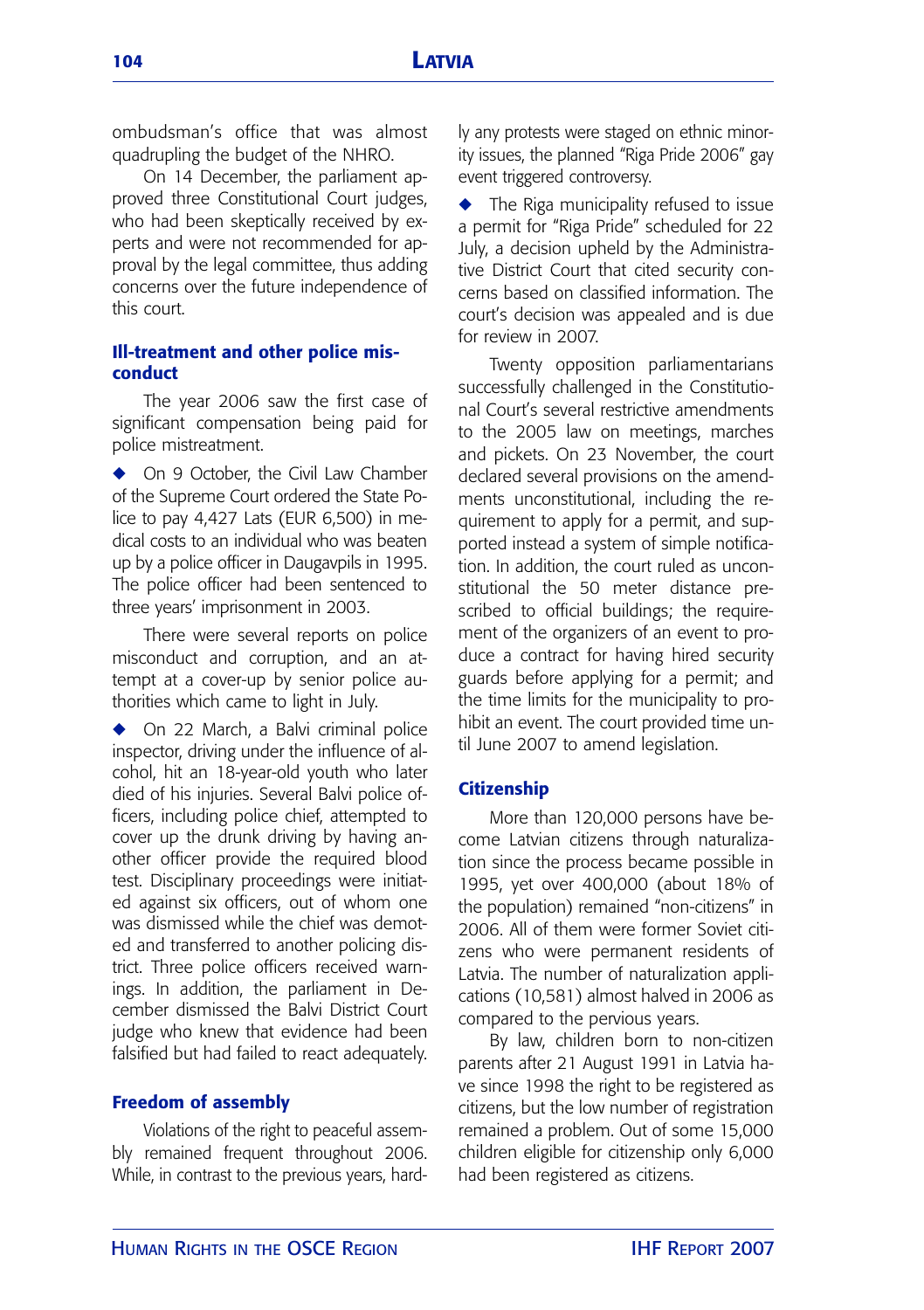ombudsman's office that was almost quadrupling the budget of the NHRO.

On 14 December, the parliament approved three Constitutional Court judges, who had been skeptically received by experts and were not recommended for approval by the legal committee, thus adding concerns over the future independence of this court.

## Ill-treatment and other police misconduct

The year 2006 saw the first case of significant compensation being paid for police mistreatment.

◆ On 9 October, the Civil Law Chamber of the Supreme Court ordered the State Police to pay 4,427 Lats (EUR 6,500) in medical costs to an individual who was beaten up by a police officer in Daugavpils in 1995. The police officer had been sentenced to three years' imprisonment in 2003.

There were several reports on police misconduct and corruption, and an attempt at a cover-up by senior police authorities which came to light in July.

◆ On 22 March, a Balvi criminal police inspector, driving under the influence of alcohol, hit an 18-year-old youth who later died of his injuries. Several Balvi police officers, including police chief, attempted to cover up the drunk driving by having another officer provide the required blood test. Disciplinary proceedings were initiated against six officers, out of whom one was dismissed while the chief was demoted and transferred to another policing district. Three police officers received warnings. In addition, the parliament in December dismissed the Balvi District Court judge who knew that evidence had been falsified but had failed to react adequately.

## Freedom of assembly

Violations of the right to peaceful assembly remained frequent throughout 2006. While, in contrast to the previous years, hardly any protests were staged on ethnic minority issues, the planned "Riga Pride 2006" gay event triggered controversy.

◆ The Riga municipality refused to issue a permit for "Riga Pride" scheduled for 22 July, a decision upheld by the Administrative District Court that cited security concerns based on classified information. The court's decision was appealed and is due for review in 2007.

Twenty opposition parliamentarians successfully challenged in the Constitutional Court's several restrictive amendments to the 2005 law on meetings, marches and pickets. On 23 November, the court declared several provisions on the amendments unconstitutional, including the requirement to apply for a permit, and supported instead a system of simple notification. In addition, the court ruled as unconstitutional the 50 meter distance prescribed to official buildings; the requirement of the organizers of an event to produce a contract for having hired security guards before applying for a permit; and the time limits for the municipality to prohibit an event. The court provided time until June 2007 to amend legislation.

## Citizenship

More than 120,000 persons have become Latvian citizens through naturalization since the process became possible in 1995, yet over 400,000 (about 18% of the population) remained "non-citizens" in 2006. All of them were former Soviet citizens who were permanent residents of Latvia. The number of naturalization applications (10,581) almost halved in 2006 as compared to the pervious years.

By law, children born to non-citizen parents after 21 August 1991 in Latvia have since 1998 the right to be registered as citizens, but the low number of registration remained a problem. Out of some 15,000 children eligible for citizenship only 6,000 had been registered as citizens.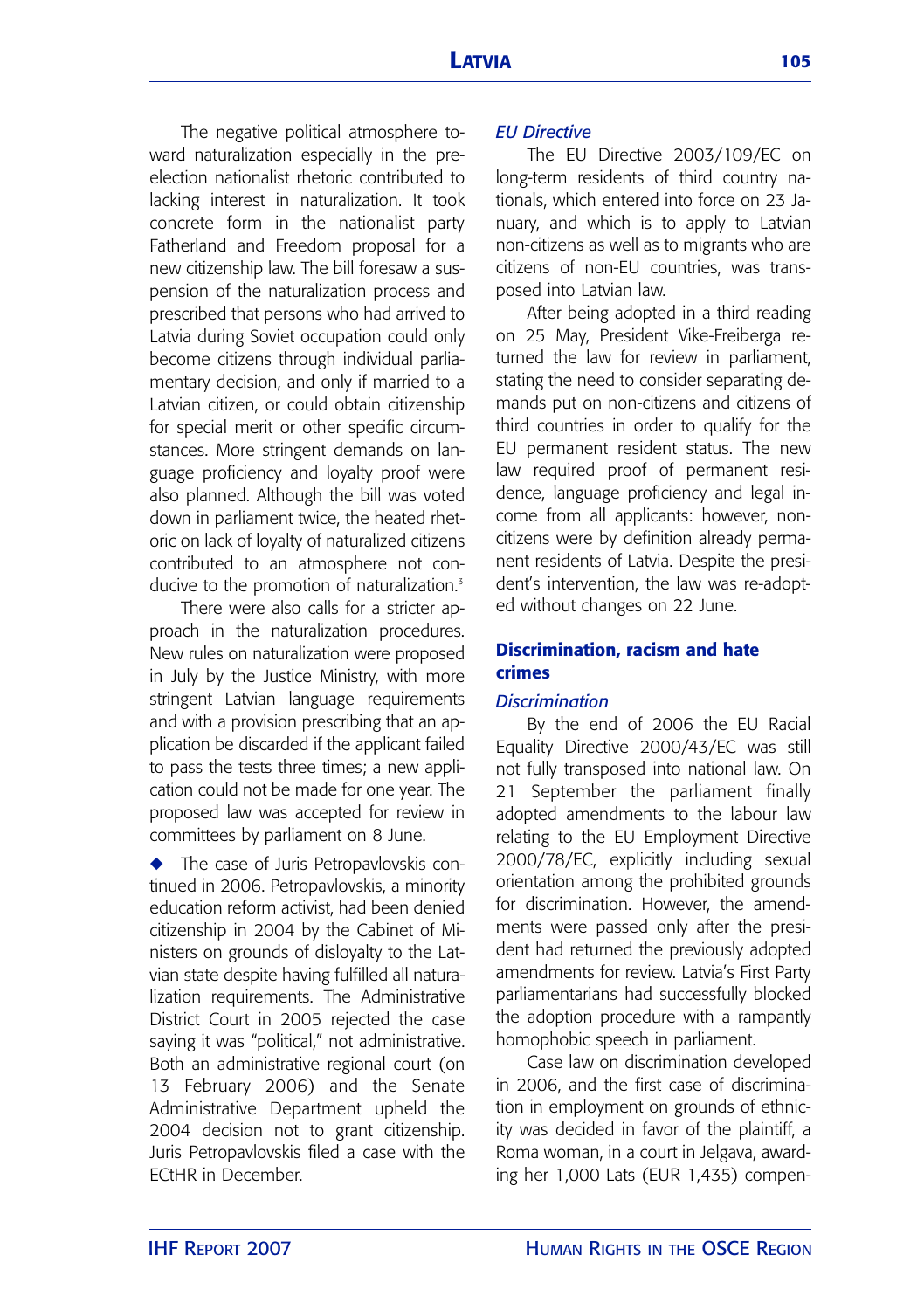The negative political atmosphere toward naturalization especially in the pre-election nationalist rhetoric contributed to lacking interest in naturalization. It took concrete form in the nationalist party Fatherland and Freedom proposal for a new citizenship law. The bill foresaw a suspension of the naturalization process and prescribed that persons who had arrived to Latvia during Soviet occupation could only become citizens through individual parliamentary decision, and only if married to a Latvian citizen, or could obtain citizenship for special merit or other specific circumstances. More stringent demands on language proficiency and loyalty proof were also planned. Although the bill was voted down in parliament twice, the heated rhetoric on lack of loyalty of naturalized citizens contributed to an atmosphere not conducive to the promotion of naturalization.[3]

There were also calls for a stricter approach in the naturalization procedures. New rules on naturalization were proposed in July by the Justice Ministry, with more stringent Latvian language requirements and with a provision prescribing that an application be discarded if the applicant failed to pass the tests three times; a new application could not be made for one year. The proposed law was accepted for review in committees by parliament on 8 June.

◆ The case of Juris Petropavlovskis continued in 2006. Petropavlovskis, a minority education reform activist, had been denied citizenship in 2004 by the Cabinet of Ministers on grounds of disloyalty to the Latvian state despite having fulfilled all naturalization requirements. The Administrative District Court in 2005 rejected the case saying it was "political," not administrative. Both an administrative regional court (on 13 February 2006) and the Senate Administrative Department upheld the 2004 decision not to grant citizenship. Juris Petropavlovskis filed a case with the ECtHR in December.

### *EU Directive*

The EU Directive 2003/109/EC on long-term residents of third country nationals, which entered into force on 23 January, and which is to apply to Latvian non-citizens as well as to migrants who are citizens of non-EU countries, was transposed into Latvian law.

After being adopted in a third reading on 25 May, President Vike-Freiberga returned the law for review in parliament, stating the need to consider separating demands put on non-citizens and citizens of third countries in order to qualify for the EU permanent resident status. The new law required proof of permanent residence, language proficiency and legal income from all applicants: however, non-citizens were by definition already permanent residents of Latvia. Despite the president's intervention, the law was re-adopted without changes on 22 June.

## Discrimination, racism and hate crimes

### *Discrimination*

By the end of 2006 the EU Racial Equality Directive 2000/43/EC was still not fully transposed into national law. On 21 September the parliament finally adopted amendments to the labour law relating to the EU Employment Directive 2000/78/EC, explicitly including sexual orientation among the prohibited grounds for discrimination. However, the amendments were passed only after the president had returned the previously adopted amendments for review. Latvia's First Party parliamentarians had successfully blocked the adoption procedure with a rampantly homophobic speech in parliament.

Case law on discrimination developed in 2006, and the first case of discrimination in employment on grounds of ethnicity was decided in favor of the plaintiff, a Roma woman, in a court in Jelgava, awarding her 1,000 Lats (EUR 1,435) compen-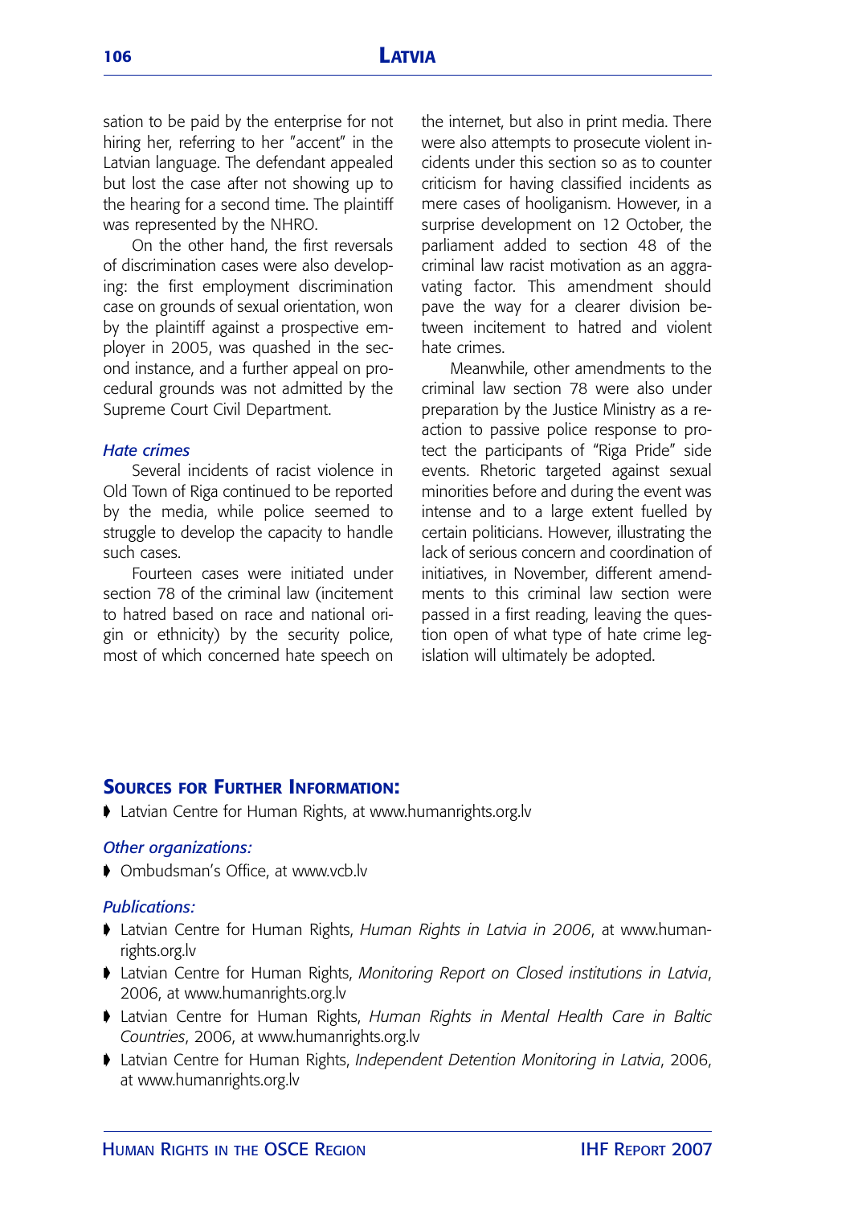sation to be paid by the enterprise for not hiring her, referring to her "accent" in the Latvian language. The defendant appealed but lost the case after not showing up to the hearing for a second time. The plaintiff was represented by the NHRO.

On the other hand, the first reversals of discrimination cases were also developing: the first employment discrimination case on grounds of sexual orientation, won by the plaintiff against a prospective employer in 2005, was quashed in the second instance, and a further appeal on procedural grounds was not admitted by the Supreme Court Civil Department.

### *Hate crimes*

Several incidents of racist violence in Old Town of Riga continued to be reported by the media, while police seemed to struggle to develop the capacity to handle such cases.

Fourteen cases were initiated under section 78 of the criminal law (incitement to hatred based on race and national origin or ethnicity) by the security police, most of which concerned hate speech on the internet, but also in print media. There were also attempts to prosecute violent incidents under this section so as to counter criticism for having classified incidents as mere cases of hooliganism. However, in a surprise development on 12 October, the parliament added to section 48 of the criminal law racist motivation as an aggravating factor. This amendment should pave the way for a clearer division between incitement to hatred and violent hate crimes.

Meanwhile, other amendments to the criminal law section 78 were also under preparation by the Justice Ministry as a reaction to passive police response to protect the participants of "Riga Pride" side events. Rhetoric targeted against sexual minorities before and during the event was intense and to a large extent fuelled by certain politicians. However, illustrating the lack of serious concern and coordination of initiatives, in November, different amendments to this criminal law section were passed in a first reading, leaving the question open of what type of hate crime legislation will ultimately be adopted.

## SOURCES FOR FURTHER INFORMATION:

- Latvian Centre for Human Rights, at www.humanrights.org.lv

### *Other organizations:*

- Ombudsman's Office, at www.vcb.lv

### *Publications:*

- Latvian Centre for Human Rights, *Human Rights in Latvia in 2006*, at www.humanrights.org.lv
- Latvian Centre for Human Rights, *Monitoring Report on Closed institutions in Latvia*, 2006, at www.humanrights.org.lv
- Latvian Centre for Human Rights, *Human Rights in Mental Health Care in Baltic Countries*, 2006, at www.humanrights.org.lv
- Latvian Centre for Human Rights, *Independent Detention Monitoring in Latvia*, 2006, at www.humanrights.org.lv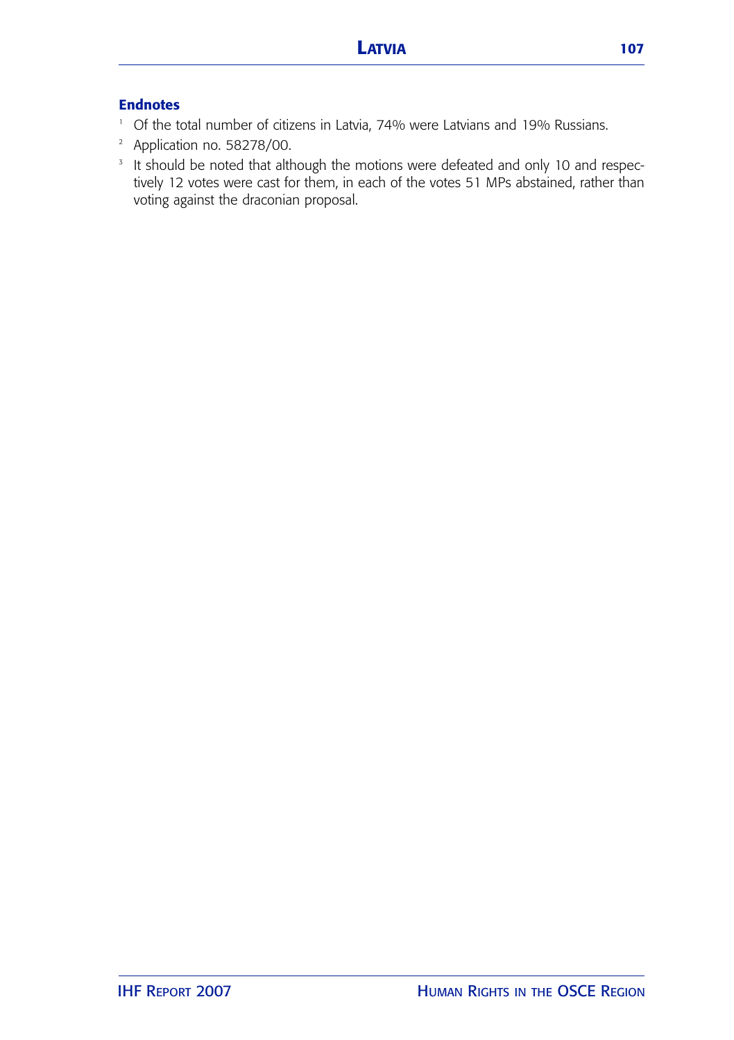## Endnotes

1. Of the total number of citizens in Latvia, 74% were Latvians and 19% Russians.
2. Application no. 58278/00.
3. It should be noted that although the motions were defeated and only 10 and respectively 12 votes were cast for them, in each of the votes 51 MPs abstained, rather than voting against the draconian proposal.